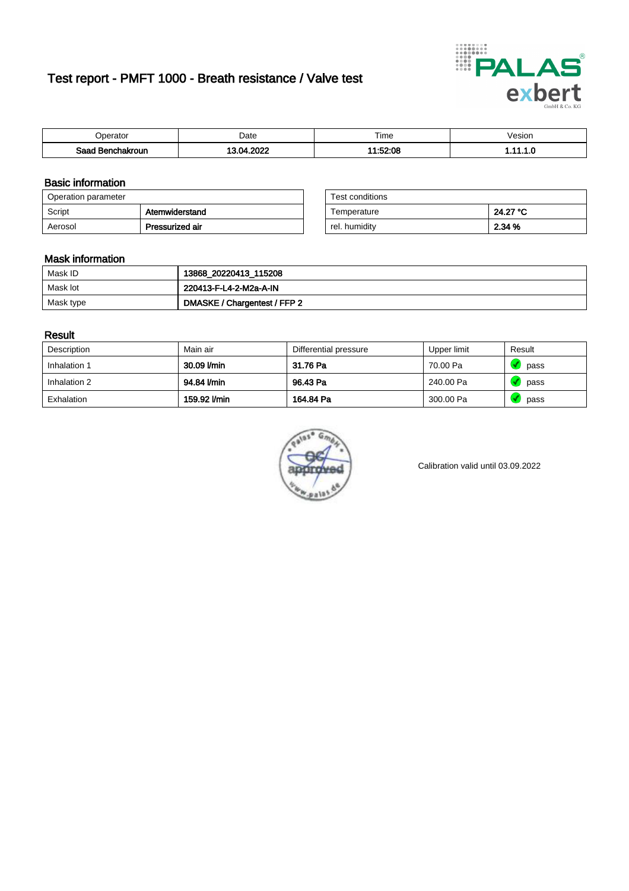# Test report - PMFT 1000 - Breath resistance / Valve test

| Operator | Date | Time | Vesion |
|---|---|---|---|
| **Saad Benchakroun** | **13.04.2022** | **11:52:08** | **1.11.1.0** |

## Basic information

| Operation parameter | |
|---|---|
| Script | **Atemwiderstand** |
| Aerosol | **Pressurized air** |

| Test conditions | |
|---|---|
| Temperature | **24.27 °C** |
| rel. humidity | **2.34 %** |

## Mask information

| | |
|---|---|
| Mask ID | **13868_20220413_115208** |
| Mask lot | **220413-F-L4-2-M2a-A-IN** |
| Mask type | **DMASKE / Chargentest / FFP 2** |

## Result

| Description | Main air | Differential pressure | Upper limit | Result |
|---|---|---|---|---|
| Inhalation 1 | **30.09 l/min** | **31.76 Pa** | 70.00 Pa | pass |
| Inhalation 2 | **94.84 l/min** | **96.43 Pa** | 240.00 Pa | pass |
| Exhalation | **159.92 l/min** | **164.84 Pa** | 300.00 Pa | pass |

Calibration valid until 03.09.2022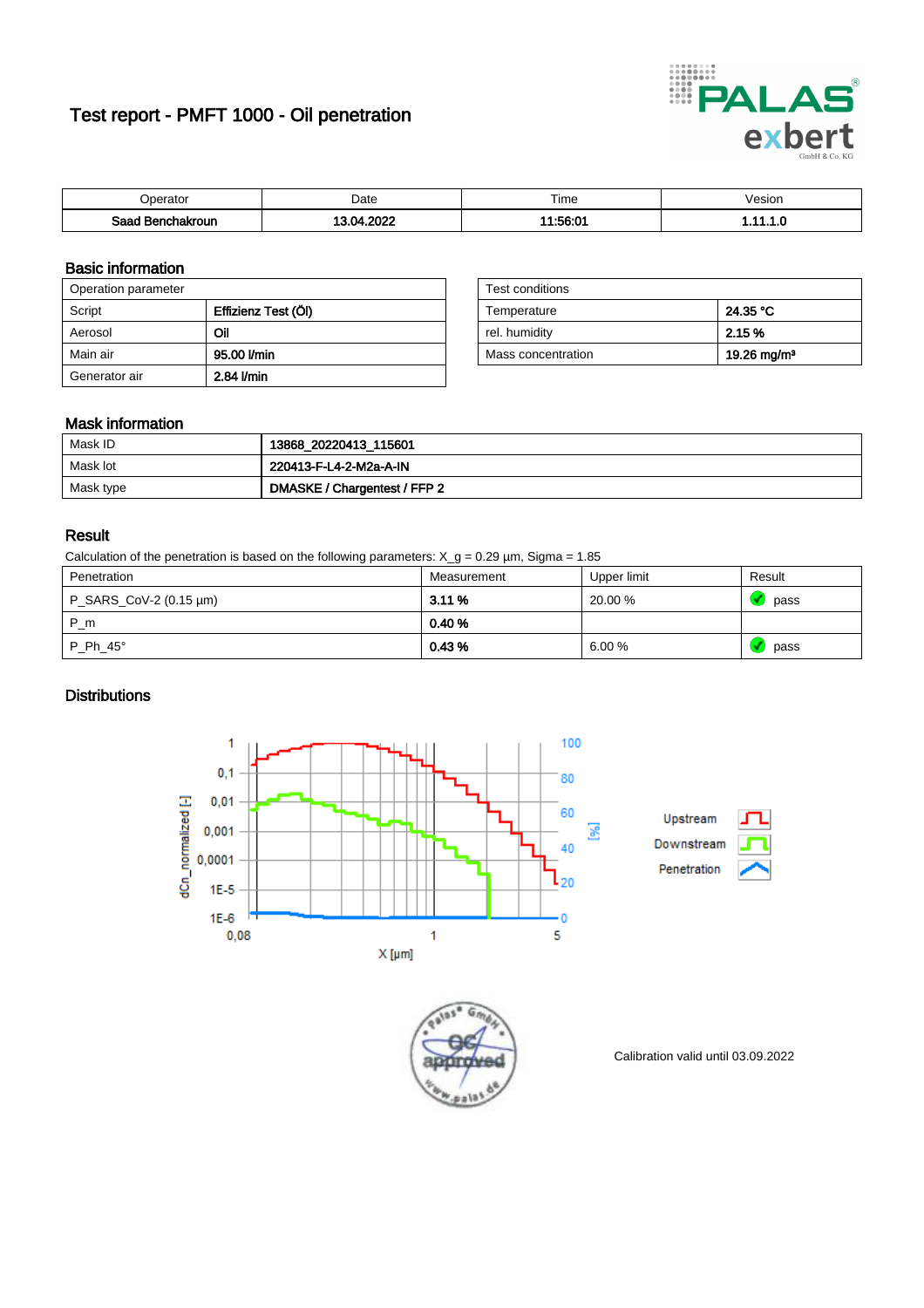# Test report - PMFT 1000 - Oil penetration

PALAS exbert GmbH & Co. KG

| Operator | Date | Time | Vesion |
|---|---|---|---|
| **Saad Benchakroun** | **13.04.2022** | **11:56:01** | **1.11.1.0** |

## Basic information

| Operation parameter | |
|---|---|
| Script | **Effizienz Test (Öl)** |
| Aerosol | **Oil** |
| Main air | **95.00 l/min** |
| Generator air | **2.84 l/min** |

| Test conditions | |
|---|---|
| Temperature | **24.35 °C** |
| rel. humidity | **2.15 %** |
| Mass concentration | **19.26 mg/m³** |

## Mask information

| | |
|---|---|
| Mask ID | **13868_20220413_115601** |
| Mask lot | **220413-F-L4-2-M2a-A-IN** |
| Mask type | **DMASKE / Chargentest / FFP 2** |

## Result

Calculation of the penetration is based on the following parameters: X_g = 0.29 µm, Sigma = 1.85

| Penetration | Measurement | Upper limit | Result |
|---|---|---|---|
| P_SARS_CoV-2 (0.15 µm) | **3.11 %** | 20.00 % | pass |
| P_m | **0.40 %** | | |
| P_Ph_45° | **0.43 %** | 6.00 % | pass |

## Distributions

dCn_normalized [-]
1
0,1
0,01
0,001
0,0001
1E-5
1E-6
0,08
1
5
X [µm]
[%]
100
80
60
40
20
0
Upstream
Downstream
Penetration

Palas® GmbH
QC approved
www.palas.de

Calibration valid until 03.09.2022